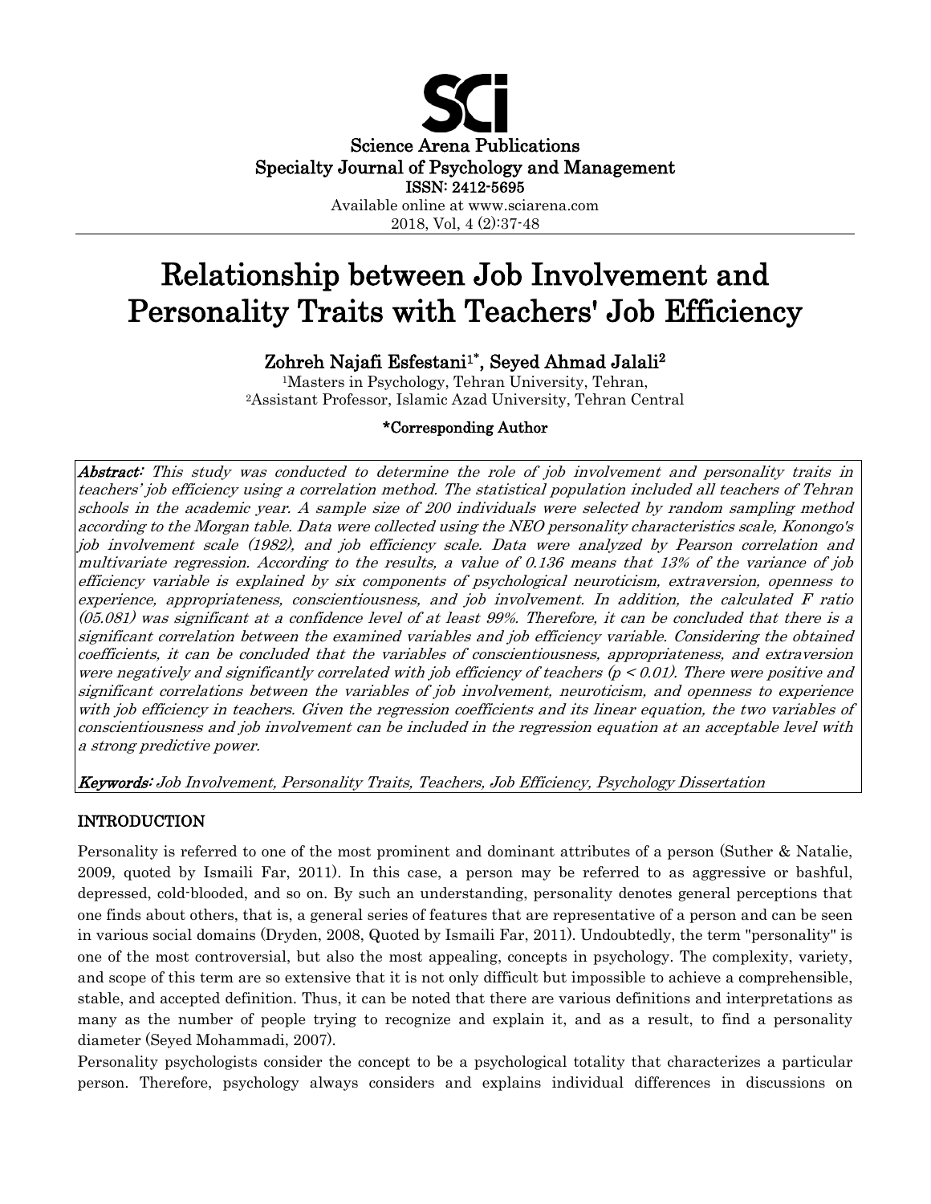Science Arena Publications
Specialty Journal of Psychology and Management
ISSN: 2412-5695
Available online at www.sciarena.com
2018, Vol, 4 (2):37-48

# Relationship between Job Involvement and Personality Traits with Teachers' Job Efficiency

**Zohreh Najafi Esfestani[1*], Seyed Ahmad Jalali[2]**

[1]Masters in Psychology, Tehran University, Tehran,
[2]Assistant Professor, Islamic Azad University, Tehran Central

**\*Corresponding Author**

***Abstract:*** *This study was conducted to determine the role of job involvement and personality traits in teachers' job efficiency using a correlation method. The statistical population included all teachers of Tehran schools in the academic year. A sample size of 200 individuals were selected by random sampling method according to the Morgan table. Data were collected using the NEO personality characteristics scale, Konongo's job involvement scale (1982), and job efficiency scale. Data were analyzed by Pearson correlation and multivariate regression. According to the results, a value of 0.136 means that 13% of the variance of job efficiency variable is explained by six components of psychological neuroticism, extraversion, openness to experience, appropriateness, conscientiousness, and job involvement. In addition, the calculated F ratio (05.081) was significant at a confidence level of at least 99%. Therefore, it can be concluded that there is a significant correlation between the examined variables and job efficiency variable. Considering the obtained coefficients, it can be concluded that the variables of conscientiousness, appropriateness, and extraversion were negatively and significantly correlated with job efficiency of teachers ($p < 0.01$). There were positive and significant correlations between the variables of job involvement, neuroticism, and openness to experience with job efficiency in teachers. Given the regression coefficients and its linear equation, the two variables of conscientiousness and job involvement can be included in the regression equation at an acceptable level with a strong predictive power.*

***Keywords:*** *Job Involvement, Personality Traits, Teachers, Job Efficiency, Psychology Dissertation*

## INTRODUCTION

Personality is referred to one of the most prominent and dominant attributes of a person (Suther & Natalie, 2009, quoted by Ismaili Far, 2011). In this case, a person may be referred to as aggressive or bashful, depressed, cold-blooded, and so on. By such an understanding, personality denotes general perceptions that one finds about others, that is, a general series of features that are representative of a person and can be seen in various social domains (Dryden, 2008, Quoted by Ismaili Far, 2011). Undoubtedly, the term "personality" is one of the most controversial, but also the most appealing, concepts in psychology. The complexity, variety, and scope of this term are so extensive that it is not only difficult but impossible to achieve a comprehensible, stable, and accepted definition. Thus, it can be noted that there are various definitions and interpretations as many as the number of people trying to recognize and explain it, and as a result, to find a personality diameter (Seyed Mohammadi, 2007).

Personality psychologists consider the concept to be a psychological totality that characterizes a particular person. Therefore, psychology always considers and explains individual differences in discussions on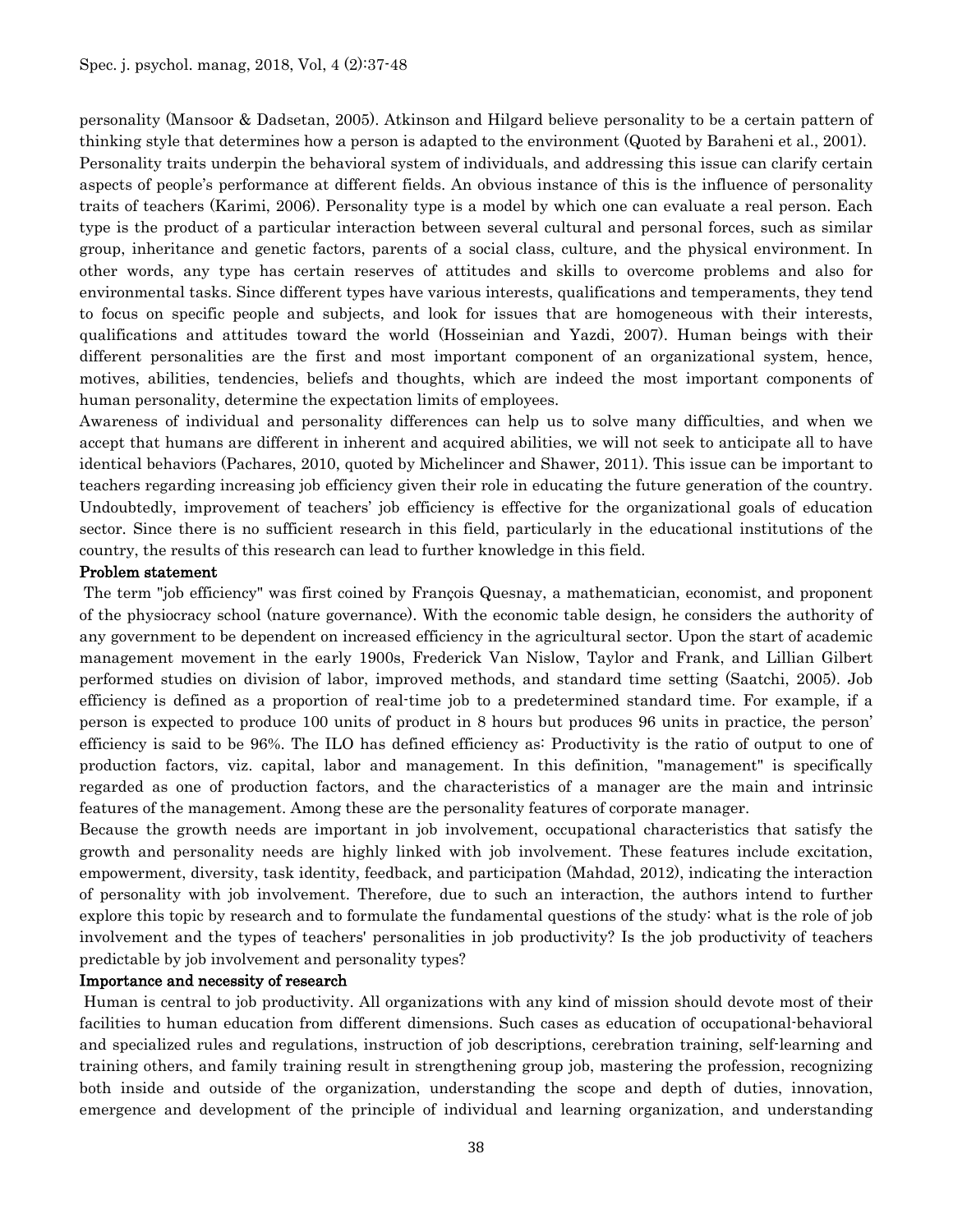personality (Mansoor & Dadsetan, 2005). Atkinson and Hilgard believe personality to be a certain pattern of thinking style that determines how a person is adapted to the environment (Quoted by Baraheni et al., 2001). Personality traits underpin the behavioral system of individuals, and addressing this issue can clarify certain aspects of people's performance at different fields. An obvious instance of this is the influence of personality traits of teachers (Karimi, 2006). Personality type is a model by which one can evaluate a real person. Each type is the product of a particular interaction between several cultural and personal forces, such as similar group, inheritance and genetic factors, parents of a social class, culture, and the physical environment. In other words, any type has certain reserves of attitudes and skills to overcome problems and also for environmental tasks. Since different types have various interests, qualifications and temperaments, they tend to focus on specific people and subjects, and look for issues that are homogeneous with their interests, qualifications and attitudes toward the world (Hosseinian and Yazdi, 2007). Human beings with their different personalities are the first and most important component of an organizational system, hence, motives, abilities, tendencies, beliefs and thoughts, which are indeed the most important components of human personality, determine the expectation limits of employees.

Awareness of individual and personality differences can help us to solve many difficulties, and when we accept that humans are different in inherent and acquired abilities, we will not seek to anticipate all to have identical behaviors (Pachares, 2010, quoted by Michelincer and Shawer, 2011). This issue can be important to teachers regarding increasing job efficiency given their role in educating the future generation of the country. Undoubtedly, improvement of teachers' job efficiency is effective for the organizational goals of education sector. Since there is no sufficient research in this field, particularly in the educational institutions of the country, the results of this research can lead to further knowledge in this field.

**Problem statement**

The term "job efficiency" was first coined by François Quesnay, a mathematician, economist, and proponent of the physiocracy school (nature governance). With the economic table design, he considers the authority of any government to be dependent on increased efficiency in the agricultural sector. Upon the start of academic management movement in the early 1900s, Frederick Van Nislow, Taylor and Frank, and Lillian Gilbert performed studies on division of labor, improved methods, and standard time setting (Saatchi, 2005). Job efficiency is defined as a proportion of real-time job to a predetermined standard time. For example, if a person is expected to produce 100 units of product in 8 hours but produces 96 units in practice, the person' efficiency is said to be 96%. The ILO has defined efficiency as: Productivity is the ratio of output to one of production factors, viz. capital, labor and management. In this definition, "management" is specifically regarded as one of production factors, and the characteristics of a manager are the main and intrinsic features of the management. Among these are the personality features of corporate manager.

Because the growth needs are important in job involvement, occupational characteristics that satisfy the growth and personality needs are highly linked with job involvement. These features include excitation, empowerment, diversity, task identity, feedback, and participation (Mahdad, 2012), indicating the interaction of personality with job involvement. Therefore, due to such an interaction, the authors intend to further explore this topic by research and to formulate the fundamental questions of the study: what is the role of job involvement and the types of teachers' personalities in job productivity? Is the job productivity of teachers predictable by job involvement and personality types?

**Importance and necessity of research**

Human is central to job productivity. All organizations with any kind of mission should devote most of their facilities to human education from different dimensions. Such cases as education of occupational-behavioral and specialized rules and regulations, instruction of job descriptions, cerebration training, self-learning and training others, and family training result in strengthening group job, mastering the profession, recognizing both inside and outside of the organization, understanding the scope and depth of duties, innovation, emergence and development of the principle of individual and learning organization, and understanding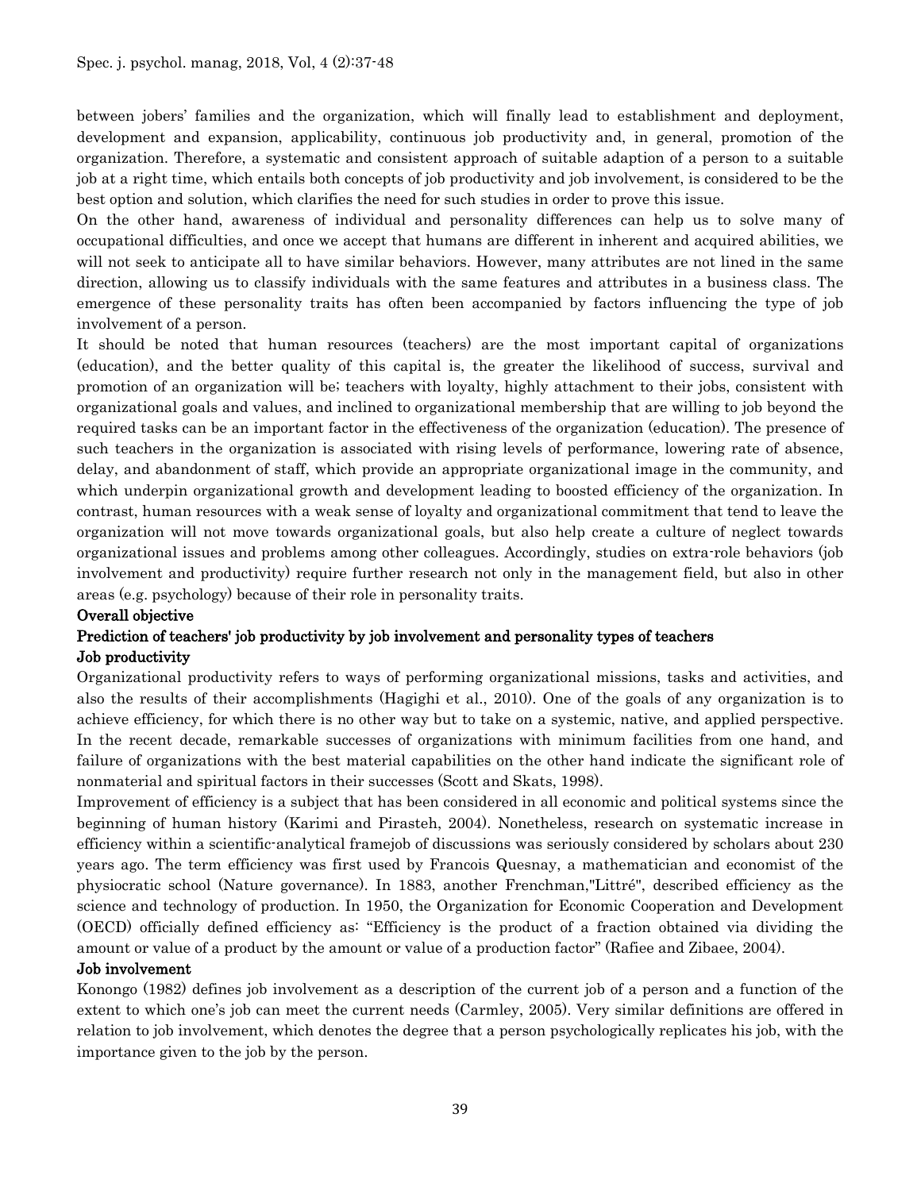between jobers' families and the organization, which will finally lead to establishment and deployment, development and expansion, applicability, continuous job productivity and, in general, promotion of the organization. Therefore, a systematic and consistent approach of suitable adaption of a person to a suitable job at a right time, which entails both concepts of job productivity and job involvement, is considered to be the best option and solution, which clarifies the need for such studies in order to prove this issue.

On the other hand, awareness of individual and personality differences can help us to solve many of occupational difficulties, and once we accept that humans are different in inherent and acquired abilities, we will not seek to anticipate all to have similar behaviors. However, many attributes are not lined in the same direction, allowing us to classify individuals with the same features and attributes in a business class. The emergence of these personality traits has often been accompanied by factors influencing the type of job involvement of a person.

It should be noted that human resources (teachers) are the most important capital of organizations (education), and the better quality of this capital is, the greater the likelihood of success, survival and promotion of an organization will be; teachers with loyalty, highly attachment to their jobs, consistent with organizational goals and values, and inclined to organizational membership that are willing to job beyond the required tasks can be an important factor in the effectiveness of the organization (education). The presence of such teachers in the organization is associated with rising levels of performance, lowering rate of absence, delay, and abandonment of staff, which provide an appropriate organizational image in the community, and which underpin organizational growth and development leading to boosted efficiency of the organization. In contrast, human resources with a weak sense of loyalty and organizational commitment that tend to leave the organization will not move towards organizational goals, but also help create a culture of neglect towards organizational issues and problems among other colleagues. Accordingly, studies on extra-role behaviors (job involvement and productivity) require further research not only in the management field, but also in other areas (e.g. psychology) because of their role in personality traits.

**Overall objective**

**Prediction of teachers' job productivity by job involvement and personality types of teachers**

**Job productivity**

Organizational productivity refers to ways of performing organizational missions, tasks and activities, and also the results of their accomplishments (Hagighi et al., 2010). One of the goals of any organization is to achieve efficiency, for which there is no other way but to take on a systemic, native, and applied perspective. In the recent decade, remarkable successes of organizations with minimum facilities from one hand, and failure of organizations with the best material capabilities on the other hand indicate the significant role of nonmaterial and spiritual factors in their successes (Scott and Skats, 1998).

Improvement of efficiency is a subject that has been considered in all economic and political systems since the beginning of human history (Karimi and Pirasteh, 2004). Nonetheless, research on systematic increase in efficiency within a scientific-analytical framejob of discussions was seriously considered by scholars about 230 years ago. The term efficiency was first used by Francois Quesnay, a mathematician and economist of the physiocratic school (Nature governance). In 1883, another Frenchman,"Littré", described efficiency as the science and technology of production. In 1950, the Organization for Economic Cooperation and Development (OECD) officially defined efficiency as: "Efficiency is the product of a fraction obtained via dividing the amount or value of a product by the amount or value of a production factor" (Rafiee and Zibaee, 2004).

**Job involvement**

Konongo (1982) defines job involvement as a description of the current job of a person and a function of the extent to which one's job can meet the current needs (Carmley, 2005). Very similar definitions are offered in relation to job involvement, which denotes the degree that a person psychologically replicates his job, with the importance given to the job by the person.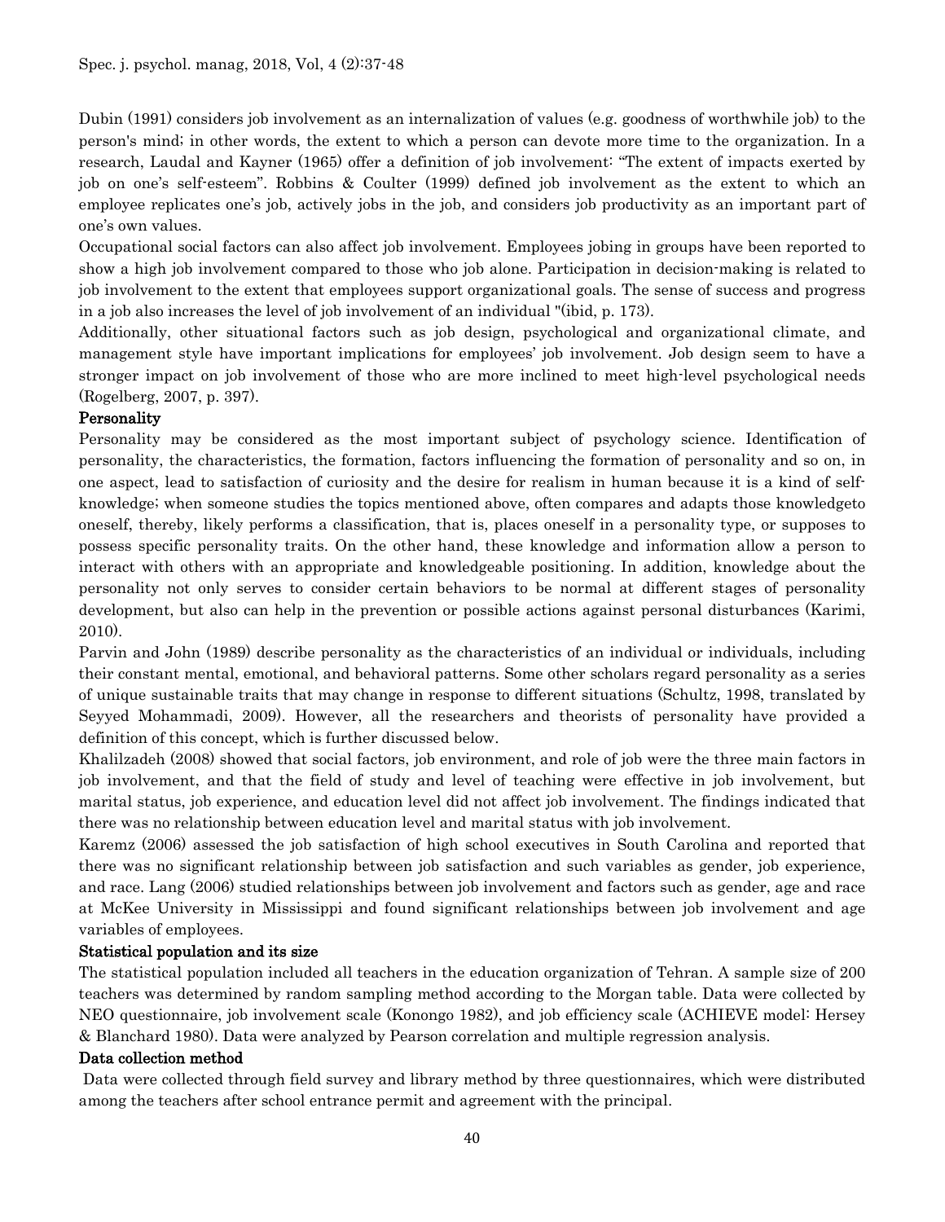Dubin (1991) considers job involvement as an internalization of values (e.g. goodness of worthwhile job) to the person's mind; in other words, the extent to which a person can devote more time to the organization. In a research, Laudal and Kayner (1965) offer a definition of job involvement: "The extent of impacts exerted by job on one's self-esteem". Robbins & Coulter (1999) defined job involvement as the extent to which an employee replicates one's job, actively jobs in the job, and considers job productivity as an important part of one's own values.

Occupational social factors can also affect job involvement. Employees jobing in groups have been reported to show a high job involvement compared to those who job alone. Participation in decision-making is related to job involvement to the extent that employees support organizational goals. The sense of success and progress in a job also increases the level of job involvement of an individual "(ibid, p. 173).

Additionally, other situational factors such as job design, psychological and organizational climate, and management style have important implications for employees' job involvement. Job design seem to have a stronger impact on job involvement of those who are more inclined to meet high-level psychological needs (Rogelberg, 2007, p. 397).

**Personality**

Personality may be considered as the most important subject of psychology science. Identification of personality, the characteristics, the formation, factors influencing the formation of personality and so on, in one aspect, lead to satisfaction of curiosity and the desire for realism in human because it is a kind of self-knowledge; when someone studies the topics mentioned above, often compares and adapts those knowledgeto oneself, thereby, likely performs a classification, that is, places oneself in a personality type, or supposes to possess specific personality traits. On the other hand, these knowledge and information allow a person to interact with others with an appropriate and knowledgeable positioning. In addition, knowledge about the personality not only serves to consider certain behaviors to be normal at different stages of personality development, but also can help in the prevention or possible actions against personal disturbances (Karimi, 2010).

Parvin and John (1989) describe personality as the characteristics of an individual or individuals, including their constant mental, emotional, and behavioral patterns. Some other scholars regard personality as a series of unique sustainable traits that may change in response to different situations (Schultz, 1998, translated by Seyyed Mohammadi, 2009). However, all the researchers and theorists of personality have provided a definition of this concept, which is further discussed below.

Khalilzadeh (2008) showed that social factors, job environment, and role of job were the three main factors in job involvement, and that the field of study and level of teaching were effective in job involvement, but marital status, job experience, and education level did not affect job involvement. The findings indicated that there was no relationship between education level and marital status with job involvement.

Karemz (2006) assessed the job satisfaction of high school executives in South Carolina and reported that there was no significant relationship between job satisfaction and such variables as gender, job experience, and race. Lang (2006) studied relationships between job involvement and factors such as gender, age and race at McKee University in Mississippi and found significant relationships between job involvement and age variables of employees.

**Statistical population and its size**

The statistical population included all teachers in the education organization of Tehran. A sample size of 200 teachers was determined by random sampling method according to the Morgan table. Data were collected by NEO questionnaire, job involvement scale (Konongo 1982), and job efficiency scale (ACHIEVE model: Hersey & Blanchard 1980). Data were analyzed by Pearson correlation and multiple regression analysis.

**Data collection method**

Data were collected through field survey and library method by three questionnaires, which were distributed among the teachers after school entrance permit and agreement with the principal.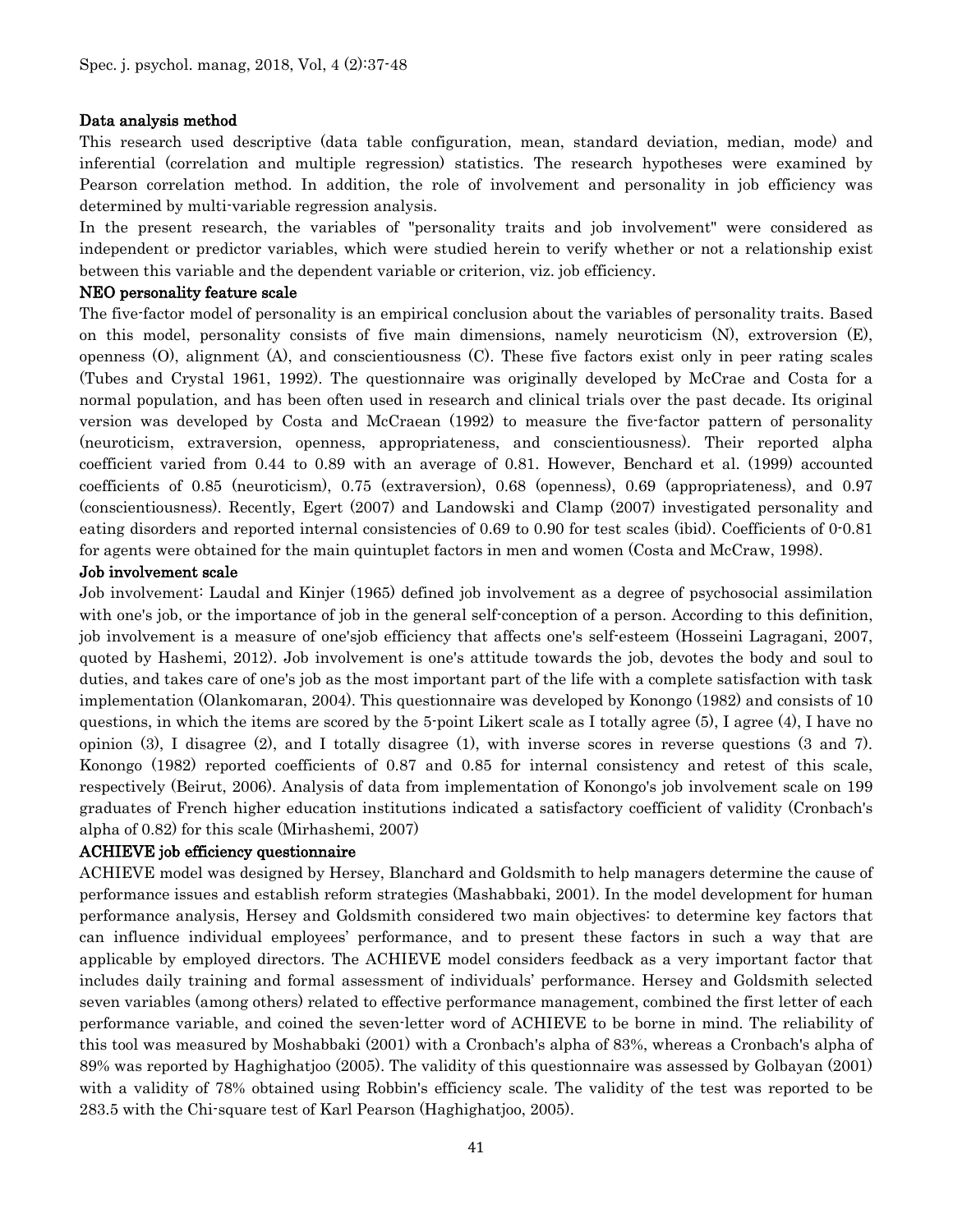### Data analysis method

This research used descriptive (data table configuration, mean, standard deviation, median, mode) and inferential (correlation and multiple regression) statistics. The research hypotheses were examined by Pearson correlation method. In addition, the role of involvement and personality in job efficiency was determined by multi-variable regression analysis.

In the present research, the variables of "personality traits and job involvement" were considered as independent or predictor variables, which were studied herein to verify whether or not a relationship exist between this variable and the dependent variable or criterion, viz. job efficiency.

### NEO personality feature scale

The five-factor model of personality is an empirical conclusion about the variables of personality traits. Based on this model, personality consists of five main dimensions, namely neuroticism (N), extroversion (E), openness (O), alignment (A), and conscientiousness (C). These five factors exist only in peer rating scales (Tubes and Crystal 1961, 1992). The questionnaire was originally developed by McCrae and Costa for a normal population, and has been often used in research and clinical trials over the past decade. Its original version was developed by Costa and McCraean (1992) to measure the five-factor pattern of personality (neuroticism, extraversion, openness, appropriateness, and conscientiousness). Their reported alpha coefficient varied from 0.44 to 0.89 with an average of 0.81. However, Benchard et al. (1999) accounted coefficients of 0.85 (neuroticism), 0.75 (extraversion), 0.68 (openness), 0.69 (appropriateness), and 0.97 (conscientiousness). Recently, Egert (2007) and Landowski and Clamp (2007) investigated personality and eating disorders and reported internal consistencies of 0.69 to 0.90 for test scales (ibid). Coefficients of 0-0.81 for agents were obtained for the main quintuplet factors in men and women (Costa and McCraw, 1998).

### Job involvement scale

Job involvement: Laudal and Kinjer (1965) defined job involvement as a degree of psychosocial assimilation with one's job, or the importance of job in the general self-conception of a person. According to this definition, job involvement is a measure of one'sjob efficiency that affects one's self-esteem (Hosseini Lagragani, 2007, quoted by Hashemi, 2012). Job involvement is one's attitude towards the job, devotes the body and soul to duties, and takes care of one's job as the most important part of the life with a complete satisfaction with task implementation (Olankomaran, 2004). This questionnaire was developed by Konongo (1982) and consists of 10 questions, in which the items are scored by the 5-point Likert scale as I totally agree (5), I agree (4), I have no opinion (3), I disagree (2), and I totally disagree (1), with inverse scores in reverse questions (3 and 7). Konongo (1982) reported coefficients of 0.87 and 0.85 for internal consistency and retest of this scale, respectively (Beirut, 2006). Analysis of data from implementation of Konongo's job involvement scale on 199 graduates of French higher education institutions indicated a satisfactory coefficient of validity (Cronbach's alpha of 0.82) for this scale (Mirhashemi, 2007)

### ACHIEVE job efficiency questionnaire

ACHIEVE model was designed by Hersey, Blanchard and Goldsmith to help managers determine the cause of performance issues and establish reform strategies (Mashabbaki, 2001). In the model development for human performance analysis, Hersey and Goldsmith considered two main objectives: to determine key factors that can influence individual employees' performance, and to present these factors in such a way that are applicable by employed directors. The ACHIEVE model considers feedback as a very important factor that includes daily training and formal assessment of individuals' performance. Hersey and Goldsmith selected seven variables (among others) related to effective performance management, combined the first letter of each performance variable, and coined the seven-letter word of ACHIEVE to be borne in mind. The reliability of this tool was measured by Moshabbaki (2001) with a Cronbach's alpha of 83%, whereas a Cronbach's alpha of 89% was reported by Haghighatjoo (2005). The validity of this questionnaire was assessed by Golbayan (2001) with a validity of 78% obtained using Robbin's efficiency scale. The validity of the test was reported to be 283.5 with the Chi-square test of Karl Pearson (Haghighatjoo, 2005).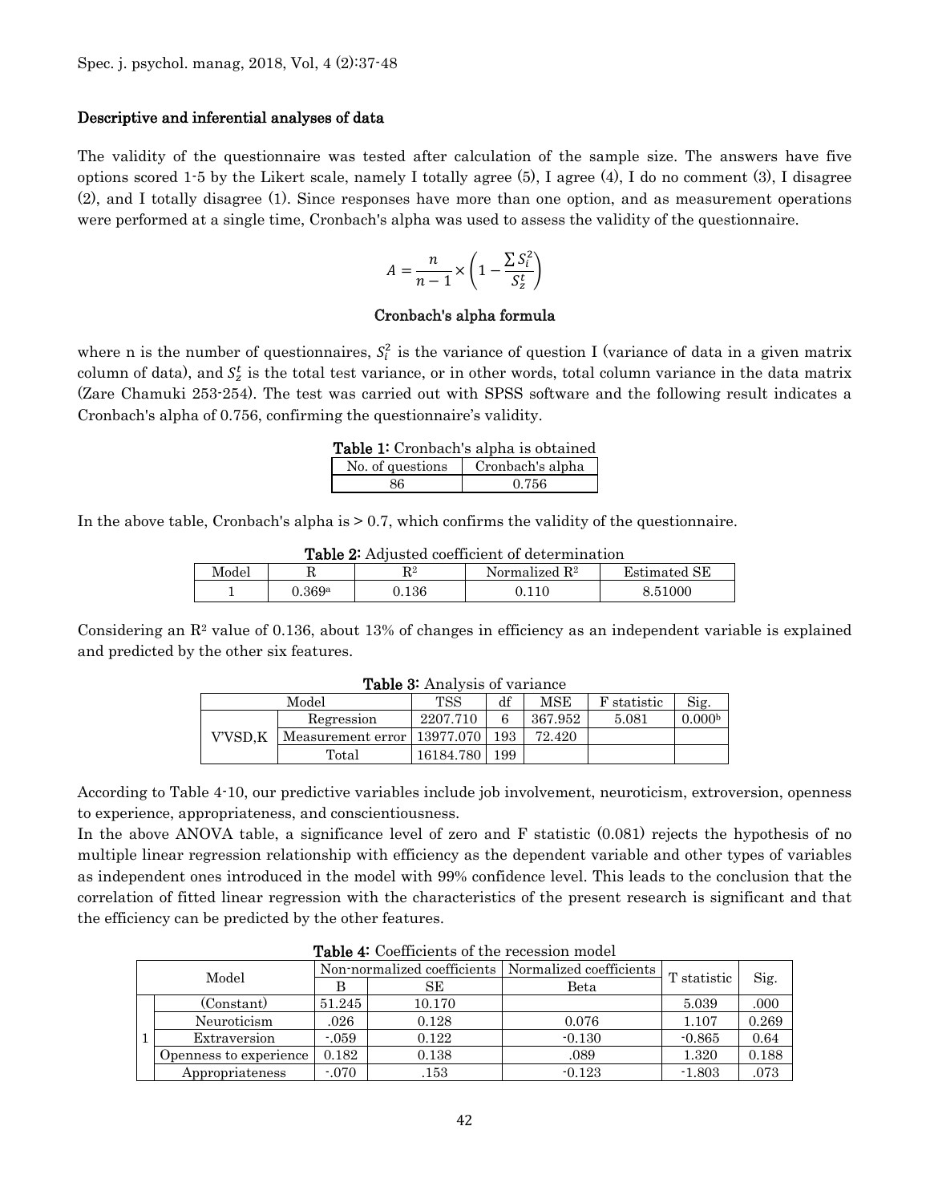**Descriptive and inferential analyses of data**

The validity of the questionnaire was tested after calculation of the sample size. The answers have five options scored 1-5 by the Likert scale, namely I totally agree (5), I agree (4), I do no comment (3), I disagree (2), and I totally disagree (1). Since responses have more than one option, and as measurement operations were performed at a single time, Cronbach's alpha was used to assess the validity of the questionnaire.

$$A = \frac{n}{n-1} \times \left(1 - \frac{\sum S_i^2}{S_z^t}\right)$$

**Cronbach's alpha formula**

where n is the number of questionnaires, $S_i^2$ is the variance of question I (variance of data in a given matrix column of data), and $S_z^t$ is the total test variance, or in other words, total column variance in the data matrix (Zare Chamuki 253-254). The test was carried out with SPSS software and the following result indicates a Cronbach's alpha of 0.756, confirming the questionnaire's validity.

**Table 1:** Cronbach's alpha is obtained

| No. of questions | Cronbach's alpha |
|---|---|
| 86 | 0.756 |

In the above table, Cronbach's alpha is > 0.7, which confirms the validity of the questionnaire.

**Table 2:** Adjusted coefficient of determination

| Model | R | $R^2$ | Normalized $R^2$ | Estimated SE |
|---|---|---|---|---|
| 1 | 0.369[a] | 0.136 | 0.110 | 8.51000 |

Considering an $R^2$ value of 0.136, about 13% of changes in efficiency as an independent variable is explained and predicted by the other six features.

**Table 3:** Analysis of variance

| Model | | TSS | df | MSE | F statistic | Sig. |
|---|---|---|---|---|---|---|
| V'VSD,K | Regression | 2207.710 | 6 | 367.952 | 5.081 | 0.000[b] |
| | Measurement error | 13977.070 | 193 | 72.420 | | |
| | Total | 16184.780 | 199 | | | |

According to Table 4-10, our predictive variables include job involvement, neuroticism, extroversion, openness to experience, appropriateness, and conscientiousness.

In the above ANOVA table, a significance level of zero and F statistic (0.081) rejects the hypothesis of no multiple linear regression relationship with efficiency as the dependent variable and other types of variables as independent ones introduced in the model with 99% confidence level. This leads to the conclusion that the correlation of fitted linear regression with the characteristics of the present research is significant and that the efficiency can be predicted by the other features.

**Table 4:** Coefficients of the recession model

| Model | | Non-normalized coefficients | | Normalized coefficients | T statistic | Sig. |
|---|---|---|---|---|---|---|
| | | B | SE | Beta | | |
| 1 | (Constant) | 51.245 | 10.170 | | 5.039 | .000 |
| | Neuroticism | .026 | 0.128 | 0.076 | 1.107 | 0.269 |
| | Extraversion | -.059 | 0.122 | -0.130 | -0.865 | 0.64 |
| | Openness to experience | 0.182 | 0.138 | .089 | 1.320 | 0.188 |
| | Appropriateness | -.070 | .153 | -0.123 | -1.803 | .073 |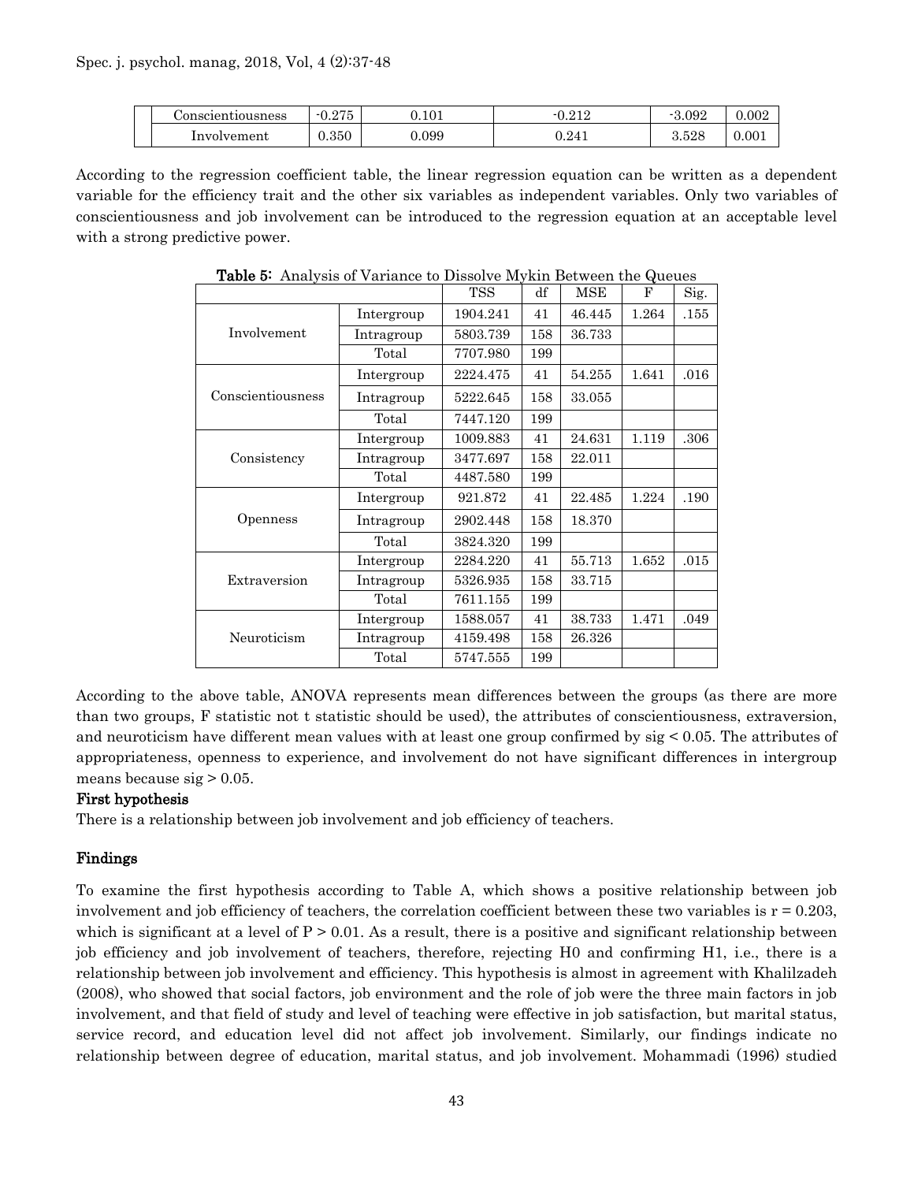|  | Conscientiousness | -0.275 | 0.101 | -0.212 | -3.092 | 0.002 |
|---|---|---|---|---|---|---|
|  | Involvement | 0.350 | 0.099 | 0.241 | 3.528 | 0.001 |

According to the regression coefficient table, the linear regression equation can be written as a dependent variable for the efficiency trait and the other six variables as independent variables. Only two variables of conscientiousness and job involvement can be introduced to the regression equation at an acceptable level with a strong predictive power.

**Table 5:** Analysis of Variance to Dissolve Mykin Between the Queues

|  |  | TSS | df | MSE | F | Sig. |
|---|---|---|---|---|---|---|
| Involvement | Intergroup | 1904.241 | 41 | 46.445 | 1.264 | .155 |
|  | Intragroup | 5803.739 | 158 | 36.733 |  |  |
|  | Total | 7707.980 | 199 |  |  |  |
| Conscientiousness | Intergroup | 2224.475 | 41 | 54.255 | 1.641 | .016 |
|  | Intragroup | 5222.645 | 158 | 33.055 |  |  |
|  | Total | 7447.120 | 199 |  |  |  |
| Consistency | Intergroup | 1009.883 | 41 | 24.631 | 1.119 | .306 |
|  | Intragroup | 3477.697 | 158 | 22.011 |  |  |
|  | Total | 4487.580 | 199 |  |  |  |
| Openness | Intergroup | 921.872 | 41 | 22.485 | 1.224 | .190 |
|  | Intragroup | 2902.448 | 158 | 18.370 |  |  |
|  | Total | 3824.320 | 199 |  |  |  |
| Extraversion | Intergroup | 2284.220 | 41 | 55.713 | 1.652 | .015 |
|  | Intragroup | 5326.935 | 158 | 33.715 |  |  |
|  | Total | 7611.155 | 199 |  |  |  |
| Neuroticism | Intergroup | 1588.057 | 41 | 38.733 | 1.471 | .049 |
|  | Intragroup | 4159.498 | 158 | 26.326 |  |  |
|  | Total | 5747.555 | 199 |  |  |  |

According to the above table, ANOVA represents mean differences between the groups (as there are more than two groups, F statistic not t statistic should be used), the attributes of conscientiousness, extraversion, and neuroticism have different mean values with at least one group confirmed by sig < 0.05. The attributes of appropriateness, openness to experience, and involvement do not have significant differences in intergroup means because sig > 0.05.

**First hypothesis**

There is a relationship between job involvement and job efficiency of teachers.

**Findings**

To examine the first hypothesis according to Table A, which shows a positive relationship between job involvement and job efficiency of teachers, the correlation coefficient between these two variables is $r = 0.203$, which is significant at a level of $P > 0.01$. As a result, there is a positive and significant relationship between job efficiency and job involvement of teachers, therefore, rejecting H0 and confirming H1, i.e., there is a relationship between job involvement and efficiency. This hypothesis is almost in agreement with Khalilzadeh (2008), who showed that social factors, job environment and the role of job were the three main factors in job involvement, and that field of study and level of teaching were effective in job satisfaction, but marital status, service record, and education level did not affect job involvement. Similarly, our findings indicate no relationship between degree of education, marital status, and job involvement. Mohammadi (1996) studied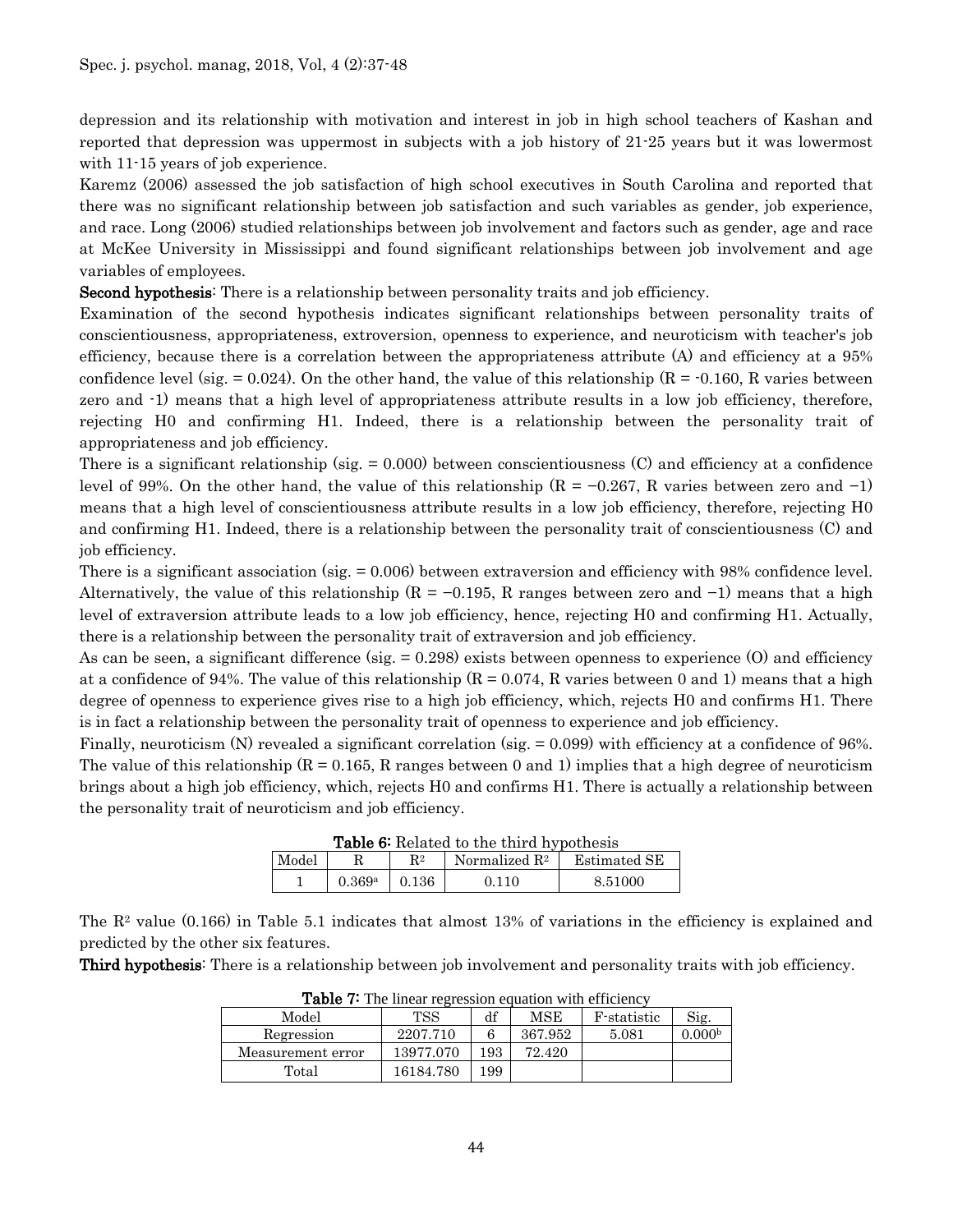depression and its relationship with motivation and interest in job in high school teachers of Kashan and reported that depression was uppermost in subjects with a job history of 21-25 years but it was lowermost with 11-15 years of job experience.

Karemz (2006) assessed the job satisfaction of high school executives in South Carolina and reported that there was no significant relationship between job satisfaction and such variables as gender, job experience, and race. Long (2006) studied relationships between job involvement and factors such as gender, age and race at McKee University in Mississippi and found significant relationships between job involvement and age variables of employees.

**Second hypothesis**: There is a relationship between personality traits and job efficiency.

Examination of the second hypothesis indicates significant relationships between personality traits of conscientiousness, appropriateness, extroversion, openness to experience, and neuroticism with teacher's job efficiency, because there is a correlation between the appropriateness attribute (A) and efficiency at a 95% confidence level (sig. = 0.024). On the other hand, the value of this relationship (R = -0.160, R varies between zero and -1) means that a high level of appropriateness attribute results in a low job efficiency, therefore, rejecting H0 and confirming H1. Indeed, there is a relationship between the personality trait of appropriateness and job efficiency.

There is a significant relationship (sig. = 0.000) between conscientiousness (C) and efficiency at a confidence level of 99%. On the other hand, the value of this relationship (R = −0.267, R varies between zero and −1) means that a high level of conscientiousness attribute results in a low job efficiency, therefore, rejecting H0 and confirming H1. Indeed, there is a relationship between the personality trait of conscientiousness (C) and job efficiency.

There is a significant association (sig. = 0.006) between extraversion and efficiency with 98% confidence level. Alternatively, the value of this relationship (R = −0.195, R ranges between zero and −1) means that a high level of extraversion attribute leads to a low job efficiency, hence, rejecting H0 and confirming H1. Actually, there is a relationship between the personality trait of extraversion and job efficiency.

As can be seen, a significant difference (sig. = 0.298) exists between openness to experience (O) and efficiency at a confidence of 94%. The value of this relationship (R = 0.074, R varies between 0 and 1) means that a high degree of openness to experience gives rise to a high job efficiency, which, rejects H0 and confirms H1. There is in fact a relationship between the personality trait of openness to experience and job efficiency.

Finally, neuroticism (N) revealed a significant correlation (sig. = 0.099) with efficiency at a confidence of 96%. The value of this relationship (R = 0.165, R ranges between 0 and 1) implies that a high degree of neuroticism brings about a high job efficiency, which, rejects H0 and confirms H1. There is actually a relationship between the personality trait of neuroticism and job efficiency.

**Table 6:** Related to the third hypothesis

| Model | R | $R^2$ | Normalized $R^2$ | Estimated SE |
|---|---|---|---|---|
| 1 | 0.369[a] | 0.136 | 0.110 | 8.51000 |

The $R^2$ value (0.166) in Table 5.1 indicates that almost 13% of variations in the efficiency is explained and predicted by the other six features.

**Third hypothesis**: There is a relationship between job involvement and personality traits with job efficiency.

**Table 7:** The linear regression equation with efficiency

| Model | TSS | df | MSE | F-statistic | Sig. |
|---|---|---|---|---|---|
| Regression | 2207.710 | 6 | 367.952 | 5.081 | 0.000[b] |
| Measurement error | 13977.070 | 193 | 72.420 | | |
| Total | 16184.780 | 199 | | | |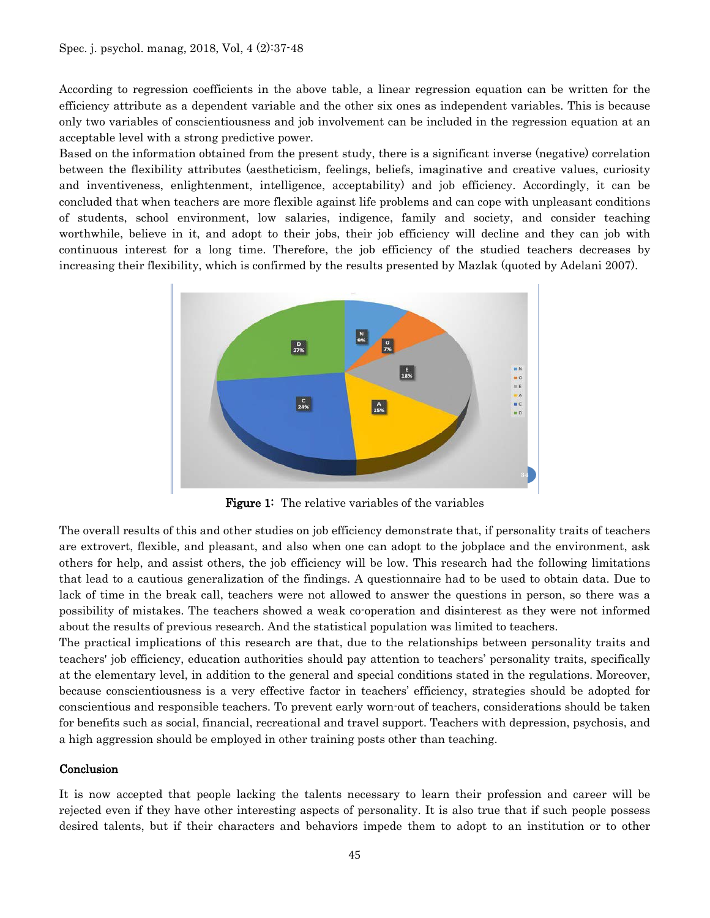According to regression coefficients in the above table, a linear regression equation can be written for the efficiency attribute as a dependent variable and the other six ones as independent variables. This is because only two variables of conscientiousness and job involvement can be included in the regression equation at an acceptable level with a strong predictive power.

Based on the information obtained from the present study, there is a significant inverse (negative) correlation between the flexibility attributes (aestheticism, feelings, beliefs, imaginative and creative values, curiosity and inventiveness, enlightenment, intelligence, acceptability) and job efficiency. Accordingly, it can be concluded that when teachers are more flexible against life problems and can cope with unpleasant conditions of students, school environment, low salaries, indigence, family and society, and consider teaching worthwhile, believe in it, and adopt to their jobs, their job efficiency will decline and they can job with continuous interest for a long time. Therefore, the job efficiency of the studied teachers decreases by increasing their flexibility, which is confirmed by the results presented by Mazlak (quoted by Adelani 2007).

**Figure 1:** The relative variables of the variables

The overall results of this and other studies on job efficiency demonstrate that, if personality traits of teachers are extrovert, flexible, and pleasant, and also when one can adopt to the jobplace and the environment, ask others for help, and assist others, the job efficiency will be low. This research had the following limitations that lead to a cautious generalization of the findings. A questionnaire had to be used to obtain data. Due to lack of time in the break call, teachers were not allowed to answer the questions in person, so there was a possibility of mistakes. The teachers showed a weak co-operation and disinterest as they were not informed about the results of previous research. And the statistical population was limited to teachers.

The practical implications of this research are that, due to the relationships between personality traits and teachers' job efficiency, education authorities should pay attention to teachers' personality traits, specifically at the elementary level, in addition to the general and special conditions stated in the regulations. Moreover, because conscientiousness is a very effective factor in teachers' efficiency, strategies should be adopted for conscientious and responsible teachers. To prevent early worn-out of teachers, considerations should be taken for benefits such as social, financial, recreational and travel support. Teachers with depression, psychosis, and a high aggression should be employed in other training posts other than teaching.

## Conclusion

It is now accepted that people lacking the talents necessary to learn their profession and career will be rejected even if they have other interesting aspects of personality. It is also true that if such people possess desired talents, but if their characters and behaviors impede them to adopt to an institution or to other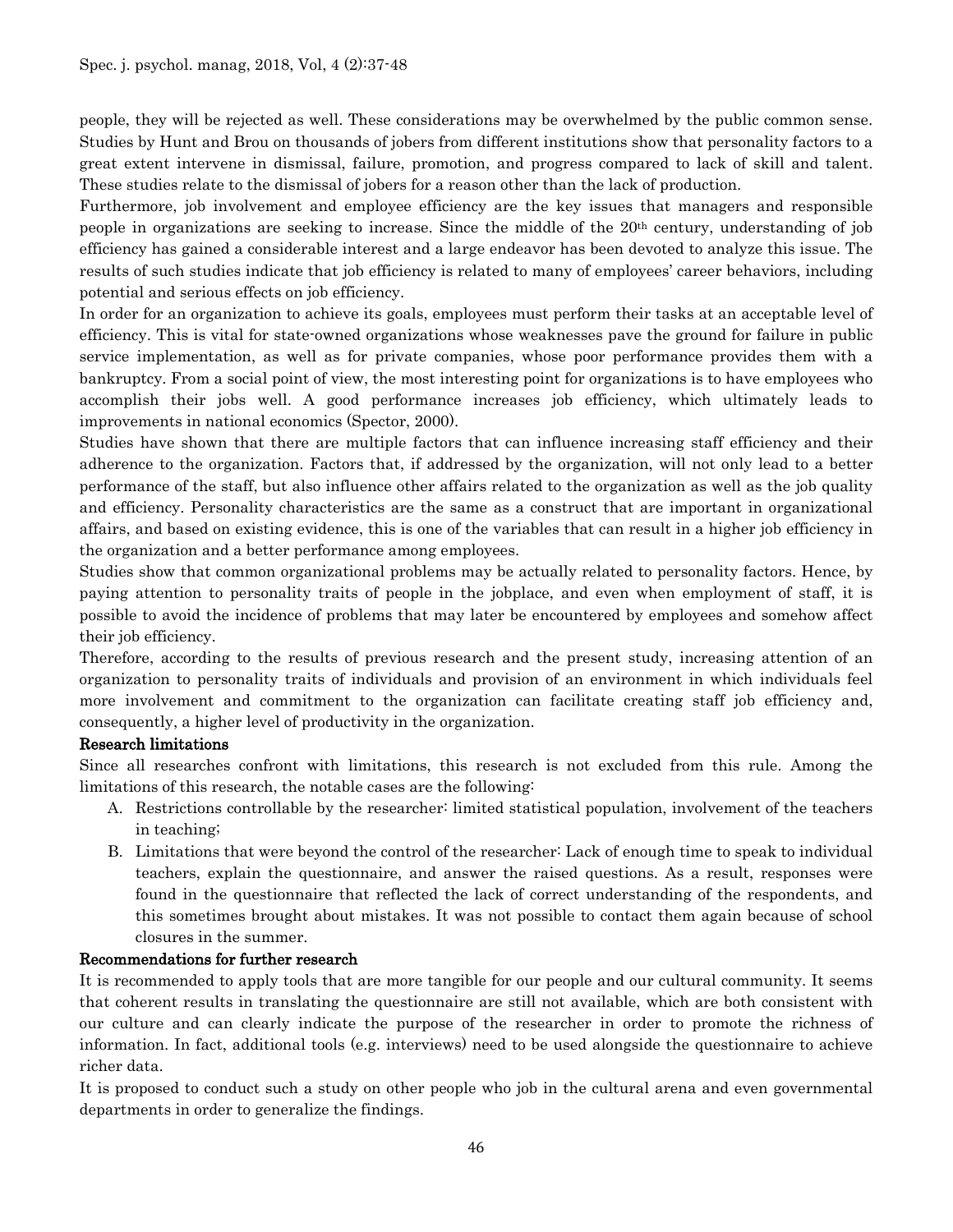people, they will be rejected as well. These considerations may be overwhelmed by the public common sense. Studies by Hunt and Brou on thousands of jobers from different institutions show that personality factors to a great extent intervene in dismissal, failure, promotion, and progress compared to lack of skill and talent. These studies relate to the dismissal of jobers for a reason other than the lack of production.

Furthermore, job involvement and employee efficiency are the key issues that managers and responsible people in organizations are seeking to increase. Since the middle of the 20th century, understanding of job efficiency has gained a considerable interest and a large endeavor has been devoted to analyze this issue. The results of such studies indicate that job efficiency is related to many of employees' career behaviors, including potential and serious effects on job efficiency.

In order for an organization to achieve its goals, employees must perform their tasks at an acceptable level of efficiency. This is vital for state-owned organizations whose weaknesses pave the ground for failure in public service implementation, as well as for private companies, whose poor performance provides them with a bankruptcy. From a social point of view, the most interesting point for organizations is to have employees who accomplish their jobs well. A good performance increases job efficiency, which ultimately leads to improvements in national economics (Spector, 2000).

Studies have shown that there are multiple factors that can influence increasing staff efficiency and their adherence to the organization. Factors that, if addressed by the organization, will not only lead to a better performance of the staff, but also influence other affairs related to the organization as well as the job quality and efficiency. Personality characteristics are the same as a construct that are important in organizational affairs, and based on existing evidence, this is one of the variables that can result in a higher job efficiency in the organization and a better performance among employees.

Studies show that common organizational problems may be actually related to personality factors. Hence, by paying attention to personality traits of people in the jobplace, and even when employment of staff, it is possible to avoid the incidence of problems that may later be encountered by employees and somehow affect their job efficiency.

Therefore, according to the results of previous research and the present study, increasing attention of an organization to personality traits of individuals and provision of an environment in which individuals feel more involvement and commitment to the organization can facilitate creating staff job efficiency and, consequently, a higher level of productivity in the organization.

**Research limitations**

Since all researches confront with limitations, this research is not excluded from this rule. Among the limitations of this research, the notable cases are the following:

A. Restrictions controllable by the researcher: limited statistical population, involvement of the teachers in teaching;
B. Limitations that were beyond the control of the researcher: Lack of enough time to speak to individual teachers, explain the questionnaire, and answer the raised questions. As a result, responses were found in the questionnaire that reflected the lack of correct understanding of the respondents, and this sometimes brought about mistakes. It was not possible to contact them again because of school closures in the summer.

**Recommendations for further research**

It is recommended to apply tools that are more tangible for our people and our cultural community. It seems that coherent results in translating the questionnaire are still not available, which are both consistent with our culture and can clearly indicate the purpose of the researcher in order to promote the richness of information. In fact, additional tools (e.g. interviews) need to be used alongside the questionnaire to achieve richer data.

It is proposed to conduct such a study on other people who job in the cultural arena and even governmental departments in order to generalize the findings.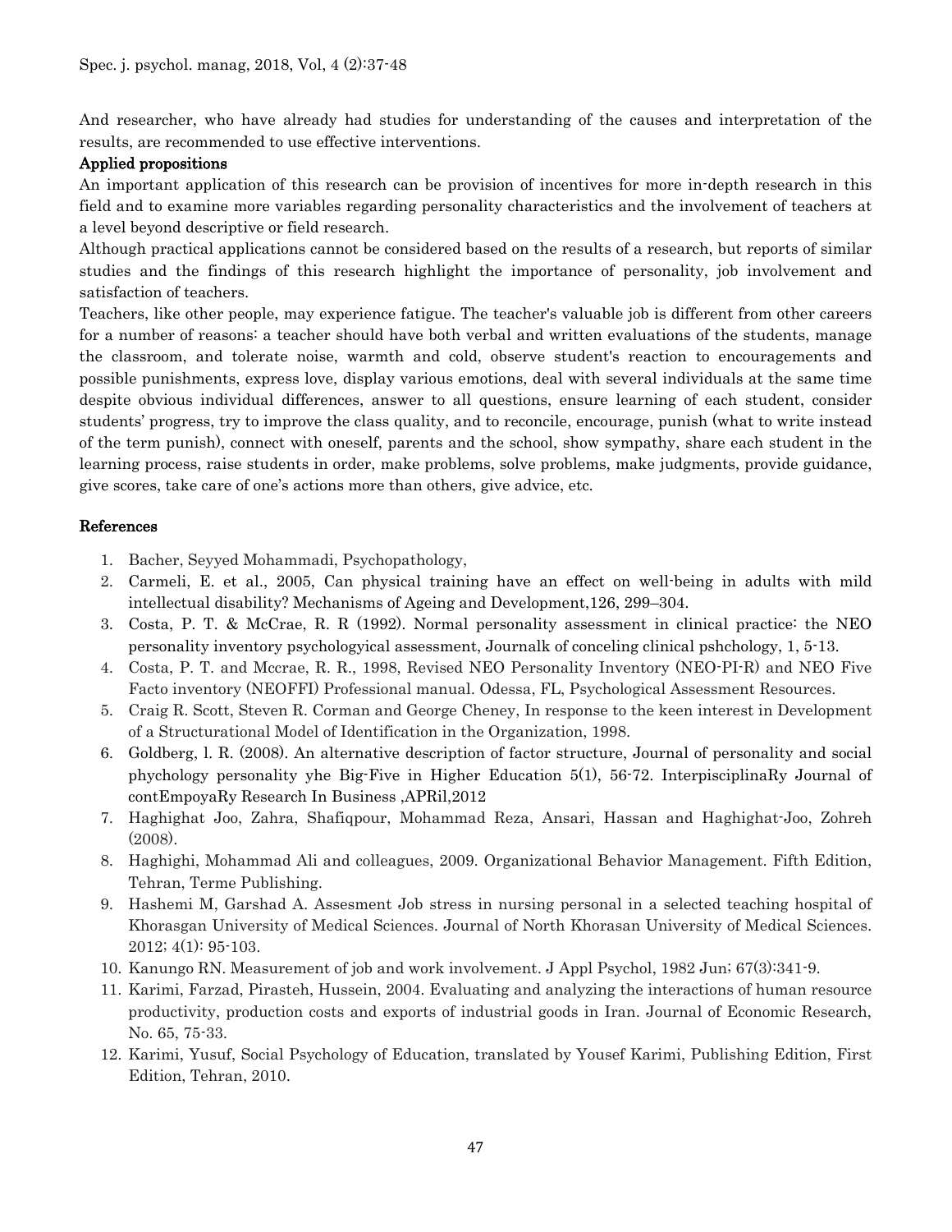And researcher, who have already had studies for understanding of the causes and interpretation of the results, are recommended to use effective interventions.

### Applied propositions

An important application of this research can be provision of incentives for more in-depth research in this field and to examine more variables regarding personality characteristics and the involvement of teachers at a level beyond descriptive or field research.

Although practical applications cannot be considered based on the results of a research, but reports of similar studies and the findings of this research highlight the importance of personality, job involvement and satisfaction of teachers.

Teachers, like other people, may experience fatigue. The teacher's valuable job is different from other careers for a number of reasons: a teacher should have both verbal and written evaluations of the students, manage the classroom, and tolerate noise, warmth and cold, observe student's reaction to encouragements and possible punishments, express love, display various emotions, deal with several individuals at the same time despite obvious individual differences, answer to all questions, ensure learning of each student, consider students' progress, try to improve the class quality, and to reconcile, encourage, punish (what to write instead of the term punish), connect with oneself, parents and the school, show sympathy, share each student in the learning process, raise students in order, make problems, solve problems, make judgments, provide guidance, give scores, take care of one's actions more than others, give advice, etc.

## References

1. Bacher, Seyyed Mohammadi, Psychopathology,
2. Carmeli, E. et al., 2005, Can physical training have an effect on well-being in adults with mild intellectual disability? Mechanisms of Ageing and Development,126, 299–304.
3. Costa, P. T. & McCrae, R. R (1992). Normal personality assessment in clinical practice: the NEO personality inventory psychologyical assessment, Journalk of conceling clinical pshchology, 1, 5-13.
4. Costa, P. T. and Mccrae, R. R., 1998, Revised NEO Personality Inventory (NEO-PI-R) and NEO Five Facto inventory (NEOFFI) Professional manual. Odessa, FL, Psychological Assessment Resources.
5. Craig R. Scott, Steven R. Corman and George Cheney, In response to the keen interest in Development of a Structurational Model of Identification in the Organization, 1998.
6. Goldberg, l. R. (2008). An alternative description of factor structure, Journal of personality and social phychology personality yhe Big-Five in Higher Education 5(1), 56-72. InterpisciplinaRy Journal of contEmpoyaRy Research In Business ,APRil,2012
7. Haghighat Joo, Zahra, Shafiqpour, Mohammad Reza, Ansari, Hassan and Haghighat-Joo, Zohreh (2008).
8. Haghighi, Mohammad Ali and colleagues, 2009. Organizational Behavior Management. Fifth Edition, Tehran, Terme Publishing.
9. Hashemi M, Garshad A. Assesment Job stress in nursing personal in a selected teaching hospital of Khorasgan University of Medical Sciences. Journal of North Khorasan University of Medical Sciences. 2012; 4(1): 95-103.
10. Kanungo RN. Measurement of job and work involvement. J Appl Psychol, 1982 Jun; 67(3):341-9.
11. Karimi, Farzad, Pirasteh, Hussein, 2004. Evaluating and analyzing the interactions of human resource productivity, production costs and exports of industrial goods in Iran. Journal of Economic Research, No. 65, 75-33.
12. Karimi, Yusuf, Social Psychology of Education, translated by Yousef Karimi, Publishing Edition, First Edition, Tehran, 2010.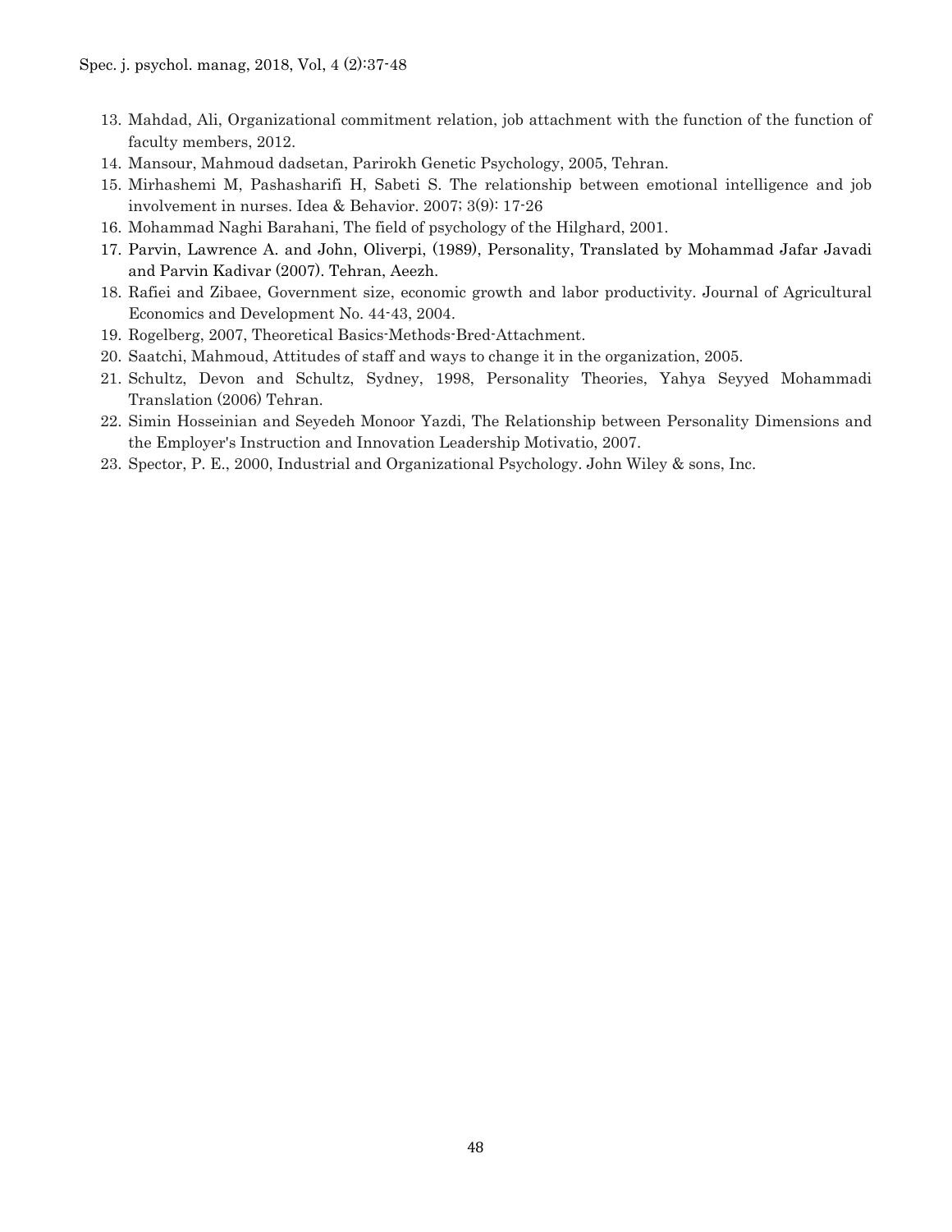13. Mahdad, Ali, Organizational commitment relation, job attachment with the function of the function of faculty members, 2012.
14. Mansour, Mahmoud dadsetan, Parirokh Genetic Psychology, 2005, Tehran.
15. Mirhashemi M, Pashasharifi H, Sabeti S. The relationship between emotional intelligence and job involvement in nurses. Idea & Behavior. 2007; 3(9): 17-26
16. Mohammad Naghi Barahani, The field of psychology of the Hilghard, 2001.
17. Parvin, Lawrence A. and John, Oliverpi, (1989), Personality, Translated by Mohammad Jafar Javadi and Parvin Kadivar (2007). Tehran, Aeezh.
18. Rafiei and Zibaee, Government size, economic growth and labor productivity. Journal of Agricultural Economics and Development No. 44-43, 2004.
19. Rogelberg, 2007, Theoretical Basics-Methods-Bred-Attachment.
20. Saatchi, Mahmoud, Attitudes of staff and ways to change it in the organization, 2005.
21. Schultz, Devon and Schultz, Sydney, 1998, Personality Theories, Yahya Seyyed Mohammadi Translation (2006) Tehran.
22. Simin Hosseinian and Seyedeh Monoor Yazdi, The Relationship between Personality Dimensions and the Employer's Instruction and Innovation Leadership Motivatio, 2007.
23. Spector, P. E., 2000, Industrial and Organizational Psychology. John Wiley & sons, Inc.